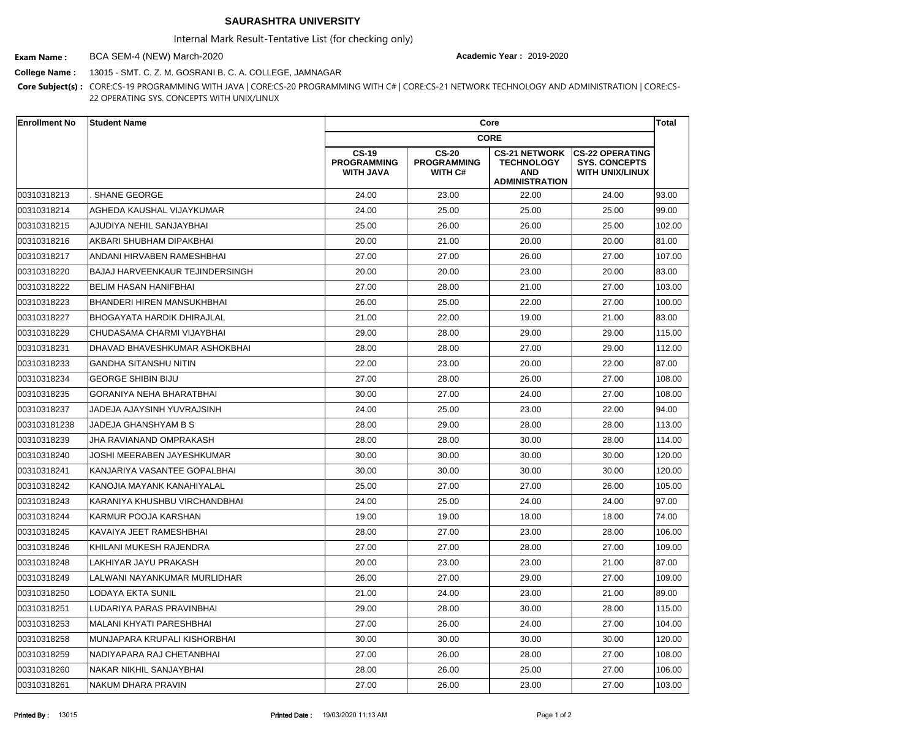## SAURASHTRA UNIVERSITY

Internal Mark Result-Tentative List (for checking only)

**Exam Name :** BCA SEM-4 (NEW) March-2020 **Academic Year :** 2019-2020

**College Name :** 13015 - SMT. C. Z. M. GOSRANI B. C. A. COLLEGE, JAMNAGAR

**Core Subject(s) :** CORE:CS-19 PROGRAMMING WITH JAVA | CORE:CS-20 PROGRAMMING WITH C# | CORE:CS-21 NETWORK TECHNOLOGY AND ADMINISTRATION | CORE:CS-22 OPERATING SYS. CONCEPTS WITH UNIX/LINUX

| Enrollment No | Student Name | Core | | | | Total |
|---|---|---|---|---|---|---|
| | | CORE | | | | |
| | | CS-19 PROGRAMMING WITH JAVA | CS-20 PROGRAMMING WITH C# | CS-21 NETWORK TECHNOLOGY AND ADMINISTRATION | CS-22 OPERATING SYS. CONCEPTS WITH UNIX/LINUX | |
| 00310318213 | . SHANE GEORGE | 24.00 | 23.00 | 22.00 | 24.00 | 93.00 |
| 00310318214 | AGHEDA KAUSHAL VIJAYKUMAR | 24.00 | 25.00 | 25.00 | 25.00 | 99.00 |
| 00310318215 | AJUDIYA NEHIL SANJAYBHAI | 25.00 | 26.00 | 26.00 | 25.00 | 102.00 |
| 00310318216 | AKBARI SHUBHAM DIPAKBHAI | 20.00 | 21.00 | 20.00 | 20.00 | 81.00 |
| 00310318217 | ANDANI HIRVABEN RAMESHBHAI | 27.00 | 27.00 | 26.00 | 27.00 | 107.00 |
| 00310318220 | BAJAJ HARVEENKAUR TEJINDERSINGH | 20.00 | 20.00 | 23.00 | 20.00 | 83.00 |
| 00310318222 | BELIM HASAN HANIFBHAI | 27.00 | 28.00 | 21.00 | 27.00 | 103.00 |
| 00310318223 | BHANDERI HIREN MANSUKHBHAI | 26.00 | 25.00 | 22.00 | 27.00 | 100.00 |
| 00310318227 | BHOGAYATA HARDIK DHIRAJLAL | 21.00 | 22.00 | 19.00 | 21.00 | 83.00 |
| 00310318229 | CHUDASAMA CHARMI VIJAYBHAI | 29.00 | 28.00 | 29.00 | 29.00 | 115.00 |
| 00310318231 | DHAVAD BHAVESHKUMAR ASHOKBHAI | 28.00 | 28.00 | 27.00 | 29.00 | 112.00 |
| 00310318233 | GANDHA SITANSHU NITIN | 22.00 | 23.00 | 20.00 | 22.00 | 87.00 |
| 00310318234 | GEORGE SHIBIN BIJU | 27.00 | 28.00 | 26.00 | 27.00 | 108.00 |
| 00310318235 | GORANIYA NEHA BHARATBHAI | 30.00 | 27.00 | 24.00 | 27.00 | 108.00 |
| 00310318237 | JADEJA AJAYSINH YUVRAJSINH | 24.00 | 25.00 | 23.00 | 22.00 | 94.00 |
| 003103181238 | JADEJA GHANSHYAM B S | 28.00 | 29.00 | 28.00 | 28.00 | 113.00 |
| 00310318239 | JHA RAVIANAND OMPRAKASH | 28.00 | 28.00 | 30.00 | 28.00 | 114.00 |
| 00310318240 | JOSHI MEERABEN JAYESHKUMAR | 30.00 | 30.00 | 30.00 | 30.00 | 120.00 |
| 00310318241 | KANJARIYA VASANTEE GOPALBHAI | 30.00 | 30.00 | 30.00 | 30.00 | 120.00 |
| 00310318242 | KANOJIA MAYANK KANAHIYALAL | 25.00 | 27.00 | 27.00 | 26.00 | 105.00 |
| 00310318243 | KARANIYA KHUSHBU VIRCHANDBHAI | 24.00 | 25.00 | 24.00 | 24.00 | 97.00 |
| 00310318244 | KARMUR POOJA KARSHAN | 19.00 | 19.00 | 18.00 | 18.00 | 74.00 |
| 00310318245 | KAVAIYA JEET RAMESHBHAI | 28.00 | 27.00 | 23.00 | 28.00 | 106.00 |
| 00310318246 | KHILANI MUKESH RAJENDRA | 27.00 | 27.00 | 28.00 | 27.00 | 109.00 |
| 00310318248 | LAKHIYAR JAYU PRAKASH | 20.00 | 23.00 | 23.00 | 21.00 | 87.00 |
| 00310318249 | LALWANI NAYANKUMAR MURLIDHAR | 26.00 | 27.00 | 29.00 | 27.00 | 109.00 |
| 00310318250 | LODAYA EKTA SUNIL | 21.00 | 24.00 | 23.00 | 21.00 | 89.00 |
| 00310318251 | LUDARIYA PARAS PRAVINBHAI | 29.00 | 28.00 | 30.00 | 28.00 | 115.00 |
| 00310318253 | MALANI KHYATI PARESHBHAI | 27.00 | 26.00 | 24.00 | 27.00 | 104.00 |
| 00310318258 | MUNJAPARA KRUPALI KISHORBHAI | 30.00 | 30.00 | 30.00 | 30.00 | 120.00 |
| 00310318259 | NADIYAPARA RAJ CHETANBHAI | 27.00 | 26.00 | 28.00 | 27.00 | 108.00 |
| 00310318260 | NAKAR NIKHIL SANJAYBHAI | 28.00 | 26.00 | 25.00 | 27.00 | 106.00 |
| 00310318261 | NAKUM DHARA PRAVIN | 27.00 | 26.00 | 23.00 | 27.00 | 103.00 |

**Printed By :** 13015 **Printed Date :** 19/03/2020 11:13 AM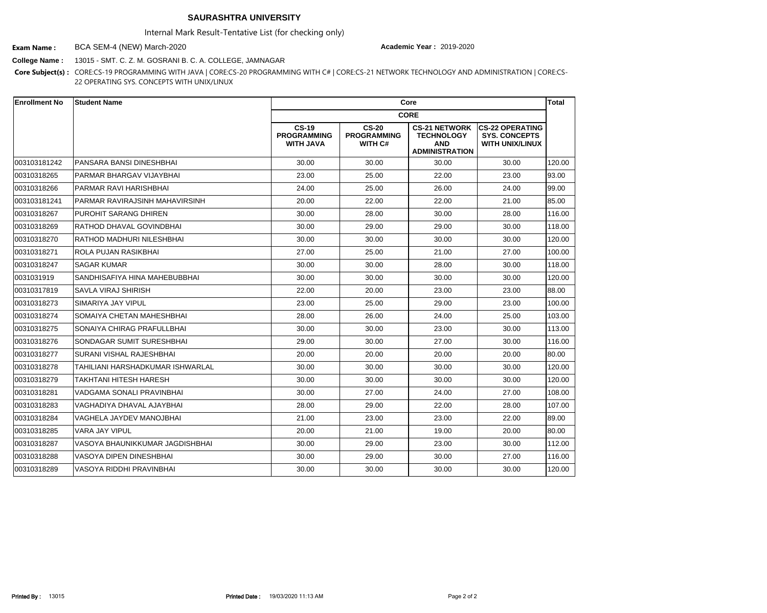**SAURASHTRA UNIVERSITY**

Internal Mark Result-Tentative List (for checking only)

**Exam Name :** BCA SEM-4 (NEW) March-2020 **Academic Year :** 2019-2020

**College Name :** 13015 - SMT. C. Z. M. GOSRANI B. C. A. COLLEGE, JAMNAGAR

**Core Subject(s) :** CORE:CS-19 PROGRAMMING WITH JAVA | CORE:CS-20 PROGRAMMING WITH C# | CORE:CS-21 NETWORK TECHNOLOGY AND ADMINISTRATION | CORE:CS-22 OPERATING SYS. CONCEPTS WITH UNIX/LINUX

| Enrollment No | Student Name | Core | | | | Total |
|---|---|---|---|---|---|---|
| | | CORE | | | | |
| | | CS-19 PROGRAMMING WITH JAVA | CS-20 PROGRAMMING WITH C# | CS-21 NETWORK TECHNOLOGY AND ADMINISTRATION | CS-22 OPERATING SYS. CONCEPTS WITH UNIX/LINUX | |
| 003103181242 | PANSARA BANSI DINESHBHAI | 30.00 | 30.00 | 30.00 | 30.00 | 120.00 |
| 00310318265 | PARMAR BHARGAV VIJAYBHAI | 23.00 | 25.00 | 22.00 | 23.00 | 93.00 |
| 00310318266 | PARMAR RAVI HARISHBHAI | 24.00 | 25.00 | 26.00 | 24.00 | 99.00 |
| 003103181241 | PARMAR RAVIRAJSINH MAHAVIRSINH | 20.00 | 22.00 | 22.00 | 21.00 | 85.00 |
| 00310318267 | PUROHIT SARANG DHIREN | 30.00 | 28.00 | 30.00 | 28.00 | 116.00 |
| 00310318269 | RATHOD DHAVAL GOVINDBHAI | 30.00 | 29.00 | 29.00 | 30.00 | 118.00 |
| 00310318270 | RATHOD MADHURI NILESHBHAI | 30.00 | 30.00 | 30.00 | 30.00 | 120.00 |
| 00310318271 | ROLA PUJAN RASIKBHAI | 27.00 | 25.00 | 21.00 | 27.00 | 100.00 |
| 00310318247 | SAGAR KUMAR | 30.00 | 30.00 | 28.00 | 30.00 | 118.00 |
| 0031031919 | SANDHISAFIYA HINA MAHEBUBBHAI | 30.00 | 30.00 | 30.00 | 30.00 | 120.00 |
| 00310317819 | SAVLA VIRAJ SHIRISH | 22.00 | 20.00 | 23.00 | 23.00 | 88.00 |
| 00310318273 | SIMARIYA JAY VIPUL | 23.00 | 25.00 | 29.00 | 23.00 | 100.00 |
| 00310318274 | SOMAIYA CHETAN MAHESHBHAI | 28.00 | 26.00 | 24.00 | 25.00 | 103.00 |
| 00310318275 | SONAIYA CHIRAG PRAFULLBHAI | 30.00 | 30.00 | 23.00 | 30.00 | 113.00 |
| 00310318276 | SONDAGAR SUMIT SURESHBHAI | 29.00 | 30.00 | 27.00 | 30.00 | 116.00 |
| 00310318277 | SURANI VISHAL RAJESHBHAI | 20.00 | 20.00 | 20.00 | 20.00 | 80.00 |
| 00310318278 | TAHILIANI HARSHADKUMAR ISHWARLAL | 30.00 | 30.00 | 30.00 | 30.00 | 120.00 |
| 00310318279 | TAKHTANI HITESH HARESH | 30.00 | 30.00 | 30.00 | 30.00 | 120.00 |
| 00310318281 | VADGAMA SONALI PRAVINBHAI | 30.00 | 27.00 | 24.00 | 27.00 | 108.00 |
| 00310318283 | VAGHADIYA DHAVAL AJAYBHAI | 28.00 | 29.00 | 22.00 | 28.00 | 107.00 |
| 00310318284 | VAGHELA JAYDEV MANOJBHAI | 21.00 | 23.00 | 23.00 | 22.00 | 89.00 |
| 00310318285 | VARA JAY VIPUL | 20.00 | 21.00 | 19.00 | 20.00 | 80.00 |
| 00310318287 | VASOYA BHAUNIKKUMAR JAGDISHBHAI | 30.00 | 29.00 | 23.00 | 30.00 | 112.00 |
| 00310318288 | VASOYA DIPEN DINESHBHAI | 30.00 | 29.00 | 30.00 | 27.00 | 116.00 |
| 00310318289 | VASOYA RIDDHI PRAVINBHAI | 30.00 | 30.00 | 30.00 | 30.00 | 120.00 |

**Printed By :** 13015 **Printed Date :** 19/03/2020 11:13 AM